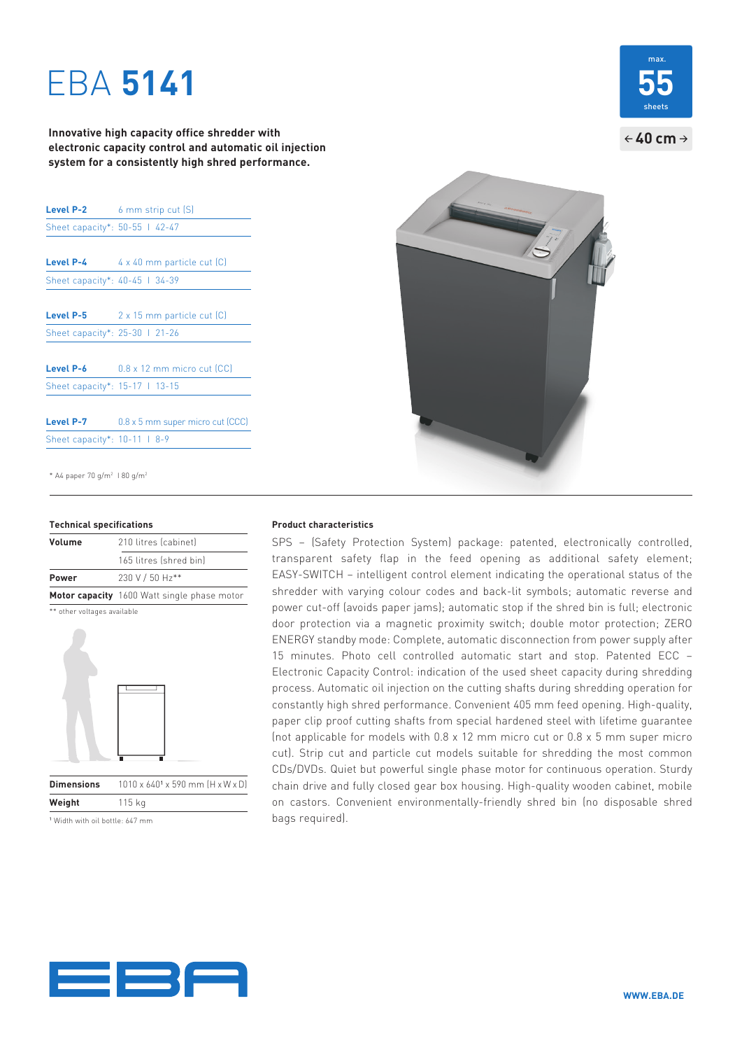# EBA **5141**

max. **55** sheets

← **40 cm** →

**Innovative high capacity office shredder with electronic capacity control and automatic oil injection system for a consistently high shred performance.**

| | |
|---|---|
| **Level P-2** | 6 mm strip cut (S) |
| Sheet capacity*: | 50-55 I 42-47 |

| | |
|---|---|
| **Level P-4** | 4 x 40 mm particle cut (C) |
| Sheet capacity*: | 40-45 I 34-39 |

| | |
|---|---|
| **Level P-5** | 2 x 15 mm particle cut (C) |
| Sheet capacity*: | 25-30 I 21-26 |

| | |
|---|---|
| **Level P-6** | 0.8 x 12 mm micro cut (CC) |
| Sheet capacity*: | 15-17 I 13-15 |

| | |
|---|---|
| **Level P-7** | 0.8 x 5 mm super micro cut (CCC) |
| Sheet capacity*: | 10-11 I 8-9 |

* A4 paper 70 g/m² I 80 g/m²

### Technical specifications

| | |
|---|---|
| **Volume** | 210 litres (cabinet) |
| | 165 litres (shred bin) |
| **Power** | 230 V / 50 Hz** |
| **Motor capacity** | 1600 Watt single phase motor |

** other voltages available

| | |
|---|---|
| **Dimensions** | 1010 x 640[1] x 590 mm (H x W x D) |
| **Weight** | 115 kg |

[1] Width with oil bottle: 647 mm

### Product characteristics

SPS – (Safety Protection System) package: patented, electronically controlled, transparent safety flap in the feed opening as additional safety element; EASY-SWITCH – intelligent control element indicating the operational status of the shredder with varying colour codes and back-lit symbols; automatic reverse and power cut-off (avoids paper jams); automatic stop if the shred bin is full; electronic door protection via a magnetic proximity switch; double motor protection; ZERO ENERGY standby mode: Complete, automatic disconnection from power supply after 15 minutes. Photo cell controlled automatic start and stop. Patented ECC – Electronic Capacity Control: indication of the used sheet capacity during shredding process. Automatic oil injection on the cutting shafts during shredding operation for constantly high shred performance. Convenient 405 mm feed opening. High-quality, paper clip proof cutting shafts from special hardened steel with lifetime guarantee (not applicable for models with 0.8 x 12 mm micro cut or 0.8 x 5 mm super micro cut). Strip cut and particle cut models suitable for shredding the most common CDs/DVDs. Quiet but powerful single phase motor for continuous operation. Sturdy chain drive and fully closed gear box housing. High-quality wooden cabinet, mobile on castors. Convenient environmentally-friendly shred bin (no disposable shred bags required).

WWW.EBA.DE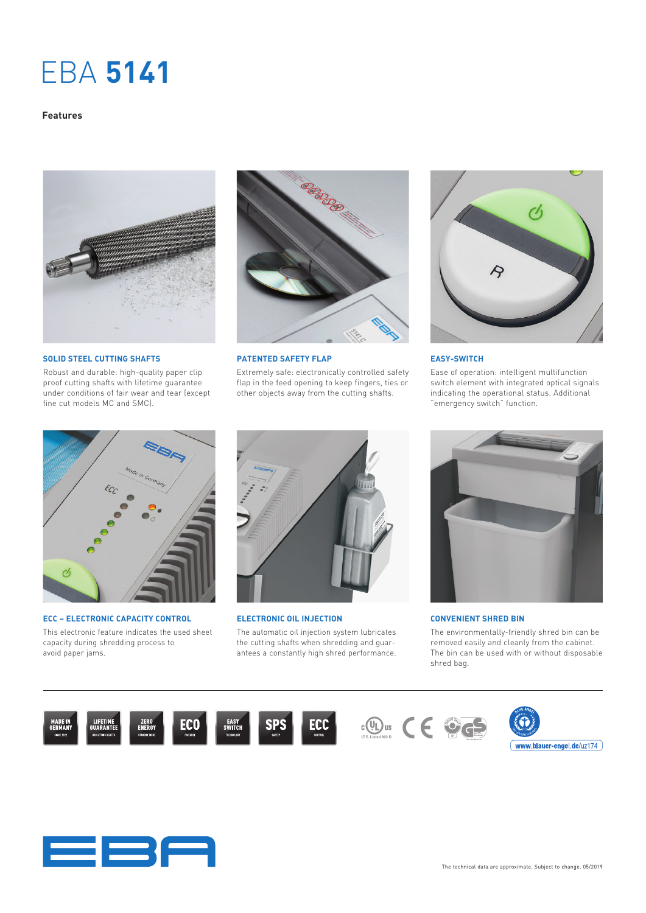# EBA **5141**

**Features**

### SOLID STEEL CUTTING SHAFTS

Robust and durable: high-quality paper clip proof cutting shafts with lifetime guarantee under conditions of fair wear and tear (except fine cut models MC and SMC).

### PATENTED SAFETY FLAP

Extremely safe: electronically controlled safety flap in the feed opening to keep fingers, ties or other objects away from the cutting shafts.

### EASY-SWITCH

Ease of operation: intelligent multifunction switch element with integrated optical signals indicating the operational status. Additional "emergency switch" function.

### ECC – ELECTRONIC CAPACITY CONTROL

This electronic feature indicates the used sheet capacity during shredding process to avoid paper jams.

### ELECTRONIC OIL INJECTION

The automatic oil injection system lubricates the cutting shafts when shredding and guarantees a constantly high shred performance.

### CONVENIENT SHRED BIN

The environmentally-friendly shred bin can be removed easily and cleanly from the cabinet. The bin can be used with or without disposable shred bag.

MADE IN GERMANY · LIFETIME GUARANTEE · ZERO ENERGY · ECO · EASY SWITCH · SPS · ECC

www.blauer-engel.de/uz174

The technical data are approximate. Subject to change. 05/2019